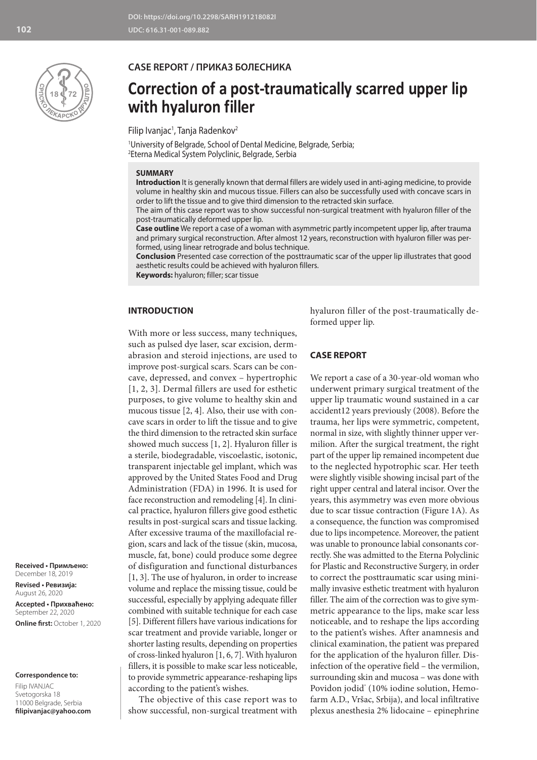DOI: https://doi.org/10.2298/SARH191218082I
UDC: 616.31-001-089.882

CASE REPORT / ПРИКАЗ БОЛЕСНИКА

# Correction of a post-traumatically scarred upper lip with hyaluron filler

Filip Ivanjac[1], Tanja Radenkov[2]

[1]University of Belgrade, School of Dental Medicine, Belgrade, Serbia;
[2]Eterna Medical System Polyclinic, Belgrade, Serbia

**SUMMARY**

**Introduction** It is generally known that dermal fillers are widely used in anti-aging medicine, to provide volume in healthy skin and mucous tissue. Fillers can also be successfully used with concave scars in order to lift the tissue and to give third dimension to the retracted skin surface.

The aim of this case report was to show successful non-surgical treatment with hyaluron filler of the post-traumatically deformed upper lip.

**Case outline** We report a case of a woman with asymmetric partly incompetent upper lip, after trauma and primary surgical reconstruction. After almost 12 years, reconstruction with hyaluron filler was performed, using linear retrograde and bolus technique.

**Conclusion** Presented case correction of the posttraumatic scar of the upper lip illustrates that good aesthetic results could be achieved with hyaluron fillers.

**Keywords:** hyaluron; filler; scar tissue

## INTRODUCTION

With more or less success, many techniques, such as pulsed dye laser, scar excision, dermabrasion and steroid injections, are used to improve post-surgical scars. Scars can be concave, depressed, and convex – hypertrophic [1, 2, 3]. Dermal fillers are used for esthetic purposes, to give volume to healthy skin and mucous tissue [2, 4]. Also, their use with concave scars in order to lift the tissue and to give the third dimension to the retracted skin surface showed much success [1, 2]. Hyaluron filler is a sterile, biodegradable, viscoelastic, isotonic, transparent injectable gel implant, which was approved by the United States Food and Drug Administration (FDA) in 1996. It is used for face reconstruction and remodeling [4]. In clinical practice, hyaluron fillers give good esthetic results in post-surgical scars and tissue lacking. After excessive trauma of the maxillofacial region, scars and lack of the tissue (skin, mucosa, muscle, fat, bone) could produce some degree of disfiguration and functional disturbances [1, 3]. The use of hyaluron, in order to increase volume and replace the missing tissue, could be successful, especially by applying adequate filler combined with suitable technique for each case [5]. Different fillers have various indications for scar treatment and provide variable, longer or shorter lasting results, depending on properties of cross-linked hyaluron [1, 6, 7]. With hyaluron fillers, it is possible to make scar less noticeable, to provide symmetric appearance-reshaping lips according to the patient's wishes.

The objective of this case report was to show successful, non-surgical treatment with hyaluron filler of the post-traumatically deformed upper lip.

## CASE REPORT

We report a case of a 30-year-old woman who underwent primary surgical treatment of the upper lip traumatic wound sustained in a car accident12 years previously (2008). Before the trauma, her lips were symmetric, competent, normal in size, with slightly thinner upper vermilion. After the surgical treatment, the right part of the upper lip remained incompetent due to the neglected hypotrophic scar. Her teeth were slightly visible showing incisal part of the right upper central and lateral incisor. Over the years, this asymmetry was even more obvious due to scar tissue contraction (Figure 1A). As a consequence, the function was compromised due to lips incompetence. Moreover, the patient was unable to pronounce labial consonants correctly. She was admitted to the Eterna Polyclinic for Plastic and Reconstructive Surgery, in order to correct the posttraumatic scar using minimally invasive esthetic treatment with hyaluron filler. The aim of the correction was to give symmetric appearance to the lips, make scar less noticeable, and to reshape the lips according to the patient's wishes. After anamnesis and clinical examination, the patient was prepared for the application of the hyaluron filler. Disinfection of the operative field – the vermilion, surrounding skin and mucosa – was done with Povidon jodid® (10% iodine solution, Hemofarm A.D., Vršac, Srbija), and local infiltrative plexus anesthesia 2% lidocaine – epinephrine

**Received • Примљено:** December 18, 2019
**Revised • Ревизија:** August 26, 2020
**Accepted • Прихваћено:** September 22, 2020
**Online first:** October 1, 2020

**Correspondence to:**
Filip IVANJAC
Svetogorska 18
11000 Belgrade, Serbia
**filipivanjac@yahoo.com**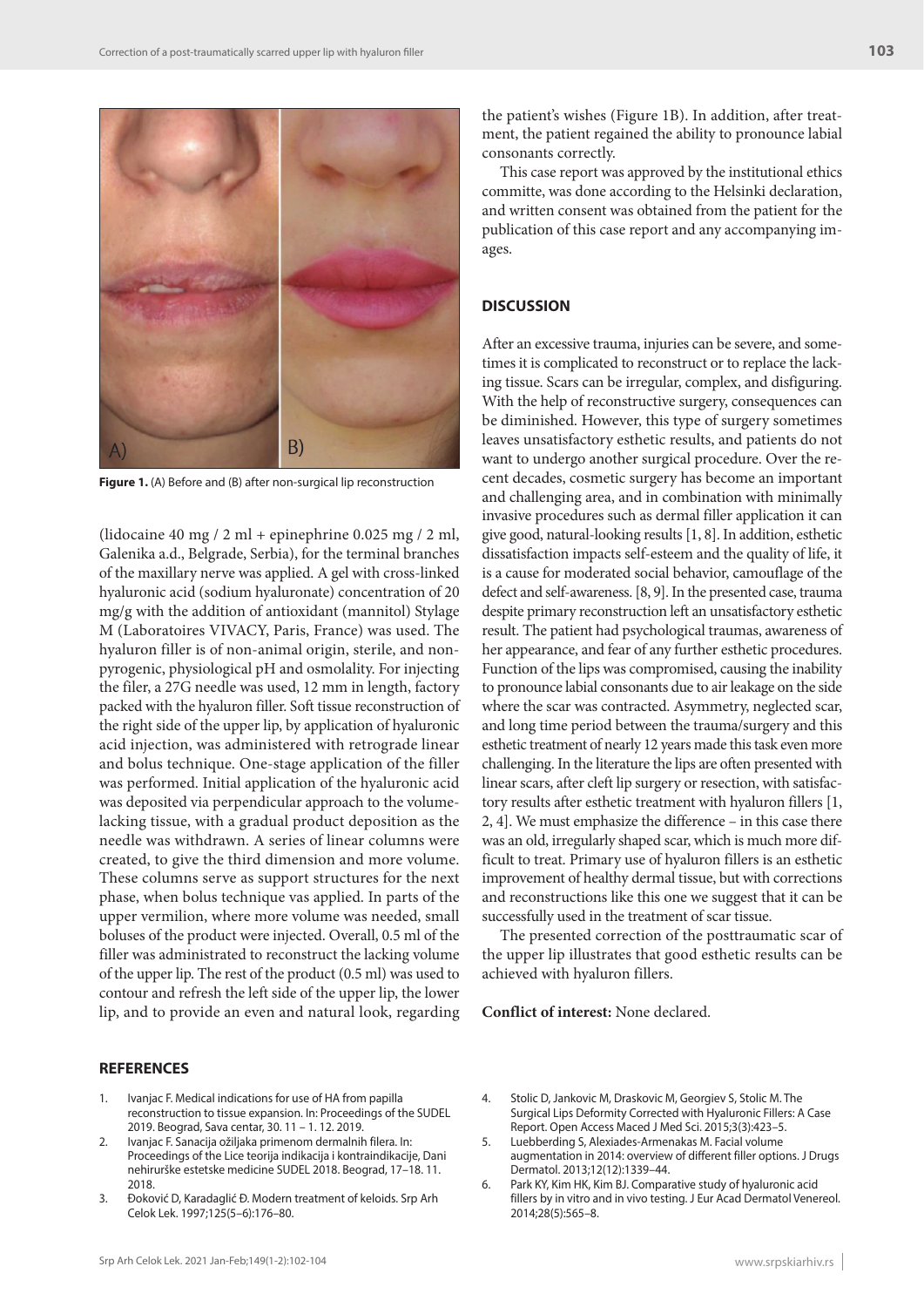**Figure 1.** (A) Before and (B) after non-surgical lip reconstruction

(lidocaine 40 mg / 2 ml + epinephrine 0.025 mg / 2 ml, Galenika a.d., Belgrade, Serbia), for the terminal branches of the maxillary nerve was applied. A gel with cross-linked hyaluronic acid (sodium hyaluronate) concentration of 20 mg/g with the addition of antioxidant (mannitol) Stylage M (Laboratoires VIVACY, Paris, France) was used. The hyaluron filler is of non-animal origin, sterile, and non-pyrogenic, physiological pH and osmolality. For injecting the filer, a 27G needle was used, 12 mm in length, factory packed with the hyaluron filler. Soft tissue reconstruction of the right side of the upper lip, by application of hyaluronic acid injection, was administered with retrograde linear and bolus technique. One-stage application of the filler was performed. Initial application of the hyaluronic acid was deposited via perpendicular approach to the volume-lacking tissue, with a gradual product deposition as the needle was withdrawn. A series of linear columns were created, to give the third dimension and more volume. These columns serve as support structures for the next phase, when bolus technique vas applied. In parts of the upper vermilion, where more volume was needed, small boluses of the product were injected. Overall, 0.5 ml of the filler was administrated to reconstruct the lacking volume of the upper lip. The rest of the product (0.5 ml) was used to contour and refresh the left side of the upper lip, the lower lip, and to provide an even and natural look, regarding the patient's wishes (Figure 1B). In addition, after treatment, the patient regained the ability to pronounce labial consonants correctly.

This case report was approved by the institutional ethics committe, was done according to the Helsinki declaration, and written consent was obtained from the patient for the publication of this case report and any accompanying images.

## DISCUSSION

After an excessive trauma, injuries can be severe, and sometimes it is complicated to reconstruct or to replace the lacking tissue. Scars can be irregular, complex, and disfiguring. With the help of reconstructive surgery, consequences can be diminished. However, this type of surgery sometimes leaves unsatisfactory esthetic results, and patients do not want to undergo another surgical procedure. Over the recent decades, cosmetic surgery has become an important and challenging area, and in combination with minimally invasive procedures such as dermal filler application it can give good, natural-looking results [1, 8]. In addition, esthetic dissatisfaction impacts self-esteem and the quality of life, it is a cause for moderated social behavior, camouflage of the defect and self-awareness. [8, 9]. In the presented case, trauma despite primary reconstruction left an unsatisfactory esthetic result. The patient had psychological traumas, awareness of her appearance, and fear of any further esthetic procedures. Function of the lips was compromised, causing the inability to pronounce labial consonants due to air leakage on the side where the scar was contracted. Asymmetry, neglected scar, and long time period between the trauma/surgery and this esthetic treatment of nearly 12 years made this task even more challenging. In the literature the lips are often presented with linear scars, after cleft lip surgery or resection, with satisfactory results after esthetic treatment with hyaluron fillers [1, 2, 4]. We must emphasize the difference – in this case there was an old, irregularly shaped scar, which is much more difficult to treat. Primary use of hyaluron fillers is an esthetic improvement of healthy dermal tissue, but with corrections and reconstructions like this one we suggest that it can be successfully used in the treatment of scar tissue.

The presented correction of the posttraumatic scar of the upper lip illustrates that good esthetic results can be achieved with hyaluron fillers.

**Conflict of interest:** None declared.

## REFERENCES

1. Ivanjac F. Medical indications for use of HA from papilla reconstruction to tissue expansion. In: Proceedings of the SUDEL 2019. Beograd, Sava centar, 30. 11 – 1. 12. 2019.
2. Ivanjac F. Sanacija ožiljaka primenom dermalnih filera. In: Proceedings of the Lice teorija indikacija i kontraindikacije, Dani nehirurške estetske medicine SUDEL 2018. Beograd, 17–18. 11. 2018.
3. Đoković D, Karadaglić Đ. Modern treatment of keloids. Srp Arh Celok Lek. 1997;125(5–6):176–80.
4. Stolic D, Jankovic M, Draskovic M, Georgiev S, Stolic M. The Surgical Lips Deformity Corrected with Hyaluronic Fillers: A Case Report. Open Access Maced J Med Sci. 2015;3(3):423–5.
5. Luebberding S, Alexiades-Armenakas M. Facial volume augmentation in 2014: overview of different filler options. J Drugs Dermatol. 2013;12(12):1339–44.
6. Park KY, Kim HK, Kim BJ. Comparative study of hyaluronic acid fillers by in vitro and in vivo testing. J Eur Acad Dermatol Venereol. 2014;28(5):565–8.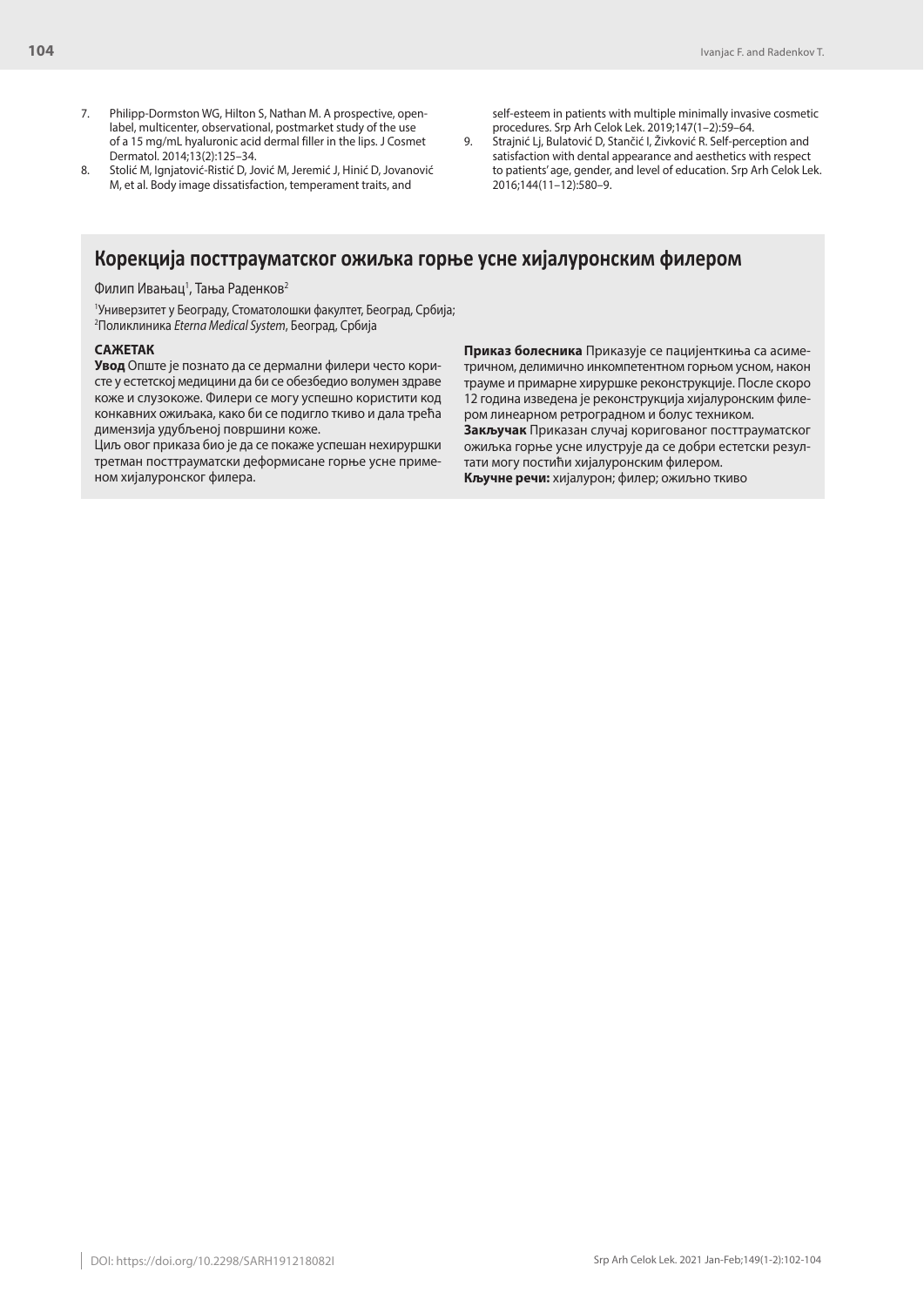7. Philipp-Dormston WG, Hilton S, Nathan M. A prospective, open-label, multicenter, observational, postmarket study of the use of a 15 mg/mL hyaluronic acid dermal filler in the lips. J Cosmet Dermatol. 2014;13(2):125–34.
8. Stolić M, Ignjatović-Ristić D, Jović M, Jeremić J, Hinić D, Jovanović M, et al. Body image dissatisfaction, temperament traits, and self-esteem in patients with multiple minimally invasive cosmetic procedures. Srp Arh Celok Lek. 2019;147(1–2):59–64.
9. Strajnić Lj, Bulatović D, Stančić I, Živković R. Self-perception and satisfaction with dental appearance and aesthetics with respect to patients' age, gender, and level of education. Srp Arh Celok Lek. 2016;144(11–12):580–9.

# Корекција посттрауматског ожиљка горње усне хијалуронским филером

Филип Ивањац[1], Тања Раденков[2]

[1]Универзитет у Београду, Стоматолошки факултет, Београд, Србија;
[2]Поликлиника *Eterna Medical System*, Београд, Србија

**САЖЕТАК**

**Увод** Опште је познато да се дермални филери често користе у естетској медицини да би се обезбедио волумен здраве коже и слузокоже. Филери се могу успешно користити код конкавних ожиљака, како би се подигло ткиво и дала трећа димензија удубљеној површини коже.

Циљ овог приказа био је да се покаже успешан нехируршки третман посттрауматски деформисане горње усне применом хијалуронског филера.

**Приказ болесника** Приказује се пацијенткиња са асиметричном, делимично инкомпетентном горњом усном, након трауме и примарне хируршке реконструкције. После скоро 12 година изведена је реконструкција хијалуронским филером линеарном ретроградном и болус техником.

**Закључак** Приказан случај коригованог посттрауматског ожиљка горње усне илуструје да се добри естетски резултати могу постићи хијалуронским филером.

**Кључне речи:** хијалурон; филер; ожиљно ткиво